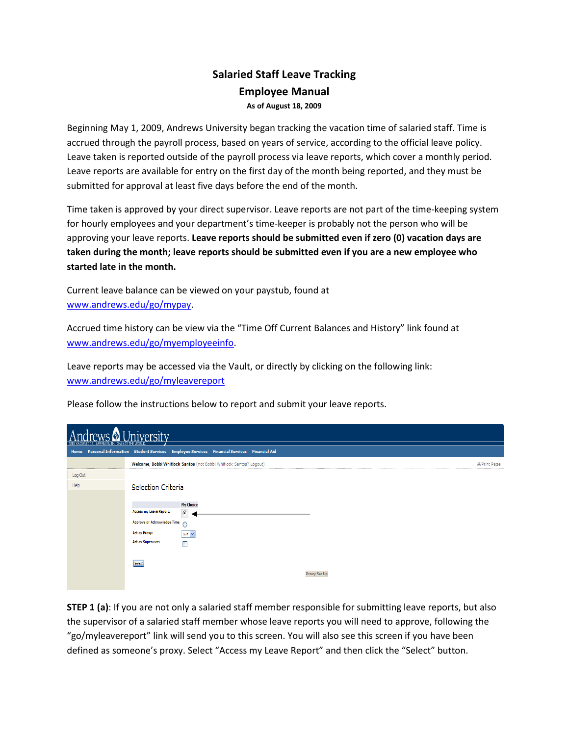# Salaried Staff Leave Tracking
# Employee Manual
**As of August 18, 2009**

Beginning May 1, 2009, Andrews University began tracking the vacation time of salaried staff. Time is accrued through the payroll process, based on years of service, according to the official leave policy. Leave taken is reported outside of the payroll process via leave reports, which cover a monthly period. Leave reports are available for entry on the first day of the month being reported, and they must be submitted for approval at least five days before the end of the month.

Time taken is approved by your direct supervisor. Leave reports are not part of the time-keeping system for hourly employees and your department's time-keeper is probably not the person who will be approving your leave reports. **Leave reports should be submitted even if zero (0) vacation days are taken during the month; leave reports should be submitted even if you are a new employee who started late in the month.**

Current leave balance can be viewed on your paystub, found at www.andrews.edu/go/mypay.

Accrued time history can be view via the "Time Off Current Balances and History" link found at www.andrews.edu/go/myemployeeinfo.

Leave reports may be accessed via the Vault, or directly by clicking on the following link: www.andrews.edu/go/myleavereport

Please follow the instructions below to report and submit your leave reports.

**STEP 1 (a)**: If you are not only a salaried staff member responsible for submitting leave reports, but also the supervisor of a salaried staff member whose leave reports you will need to approve, following the "go/myleavereport" link will send you to this screen. You will also see this screen if you have been defined as someone's proxy. Select "Access my Leave Report" and then click the "Select" button.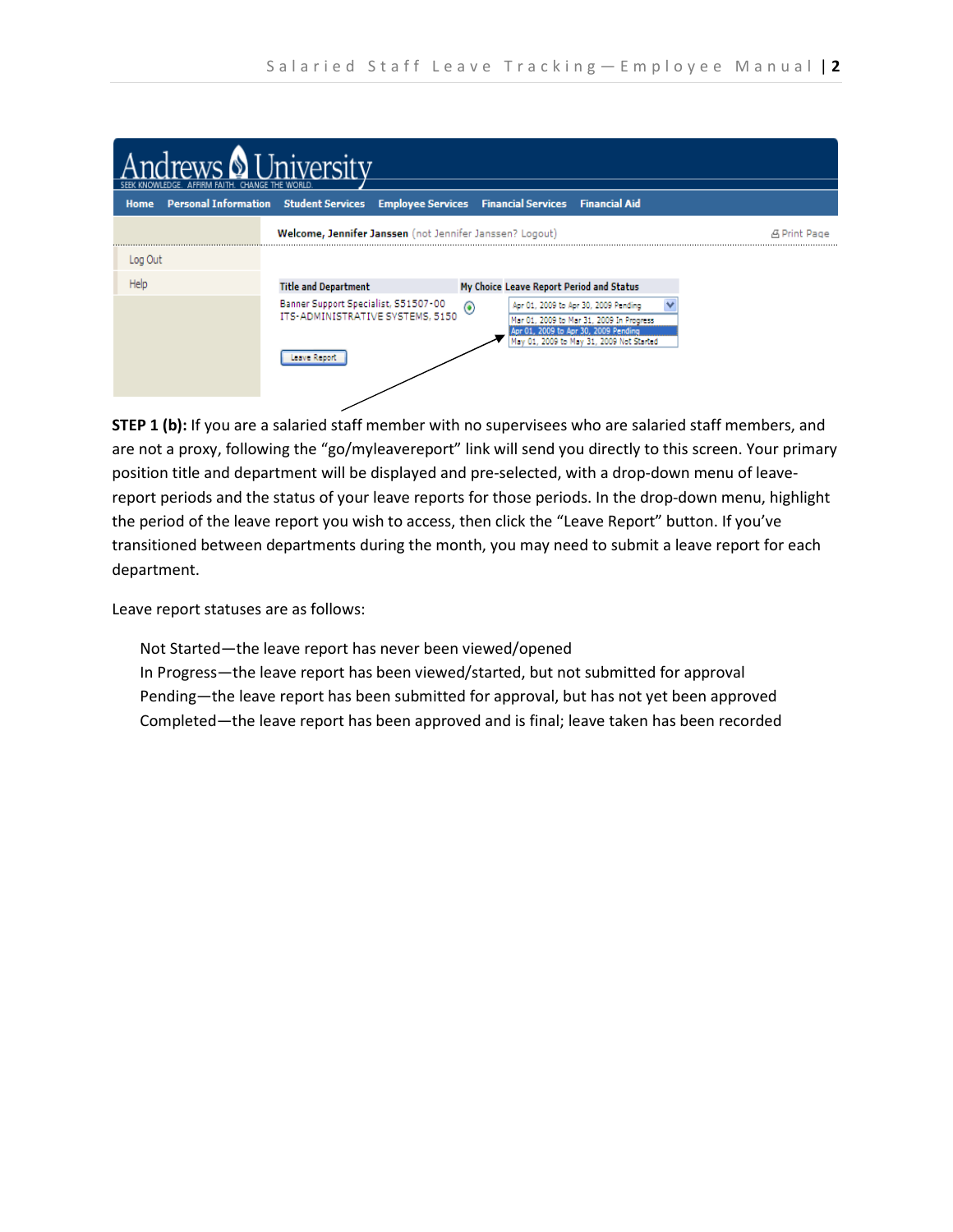**STEP 1 (b):** If you are a salaried staff member with no supervisees who are salaried staff members, and are not a proxy, following the “go/myleavereport” link will send you directly to this screen. Your primary position title and department will be displayed and pre-selected, with a drop-down menu of leave-report periods and the status of your leave reports for those periods. In the drop-down menu, highlight the period of the leave report you wish to access, then click the “Leave Report” button. If you’ve transitioned between departments during the month, you may need to submit a leave report for each department.

Leave report statuses are as follows:

Not Started—the leave report has never been viewed/opened
In Progress—the leave report has been viewed/started, but not submitted for approval
Pending—the leave report has been submitted for approval, but has not yet been approved
Completed—the leave report has been approved and is final; leave taken has been recorded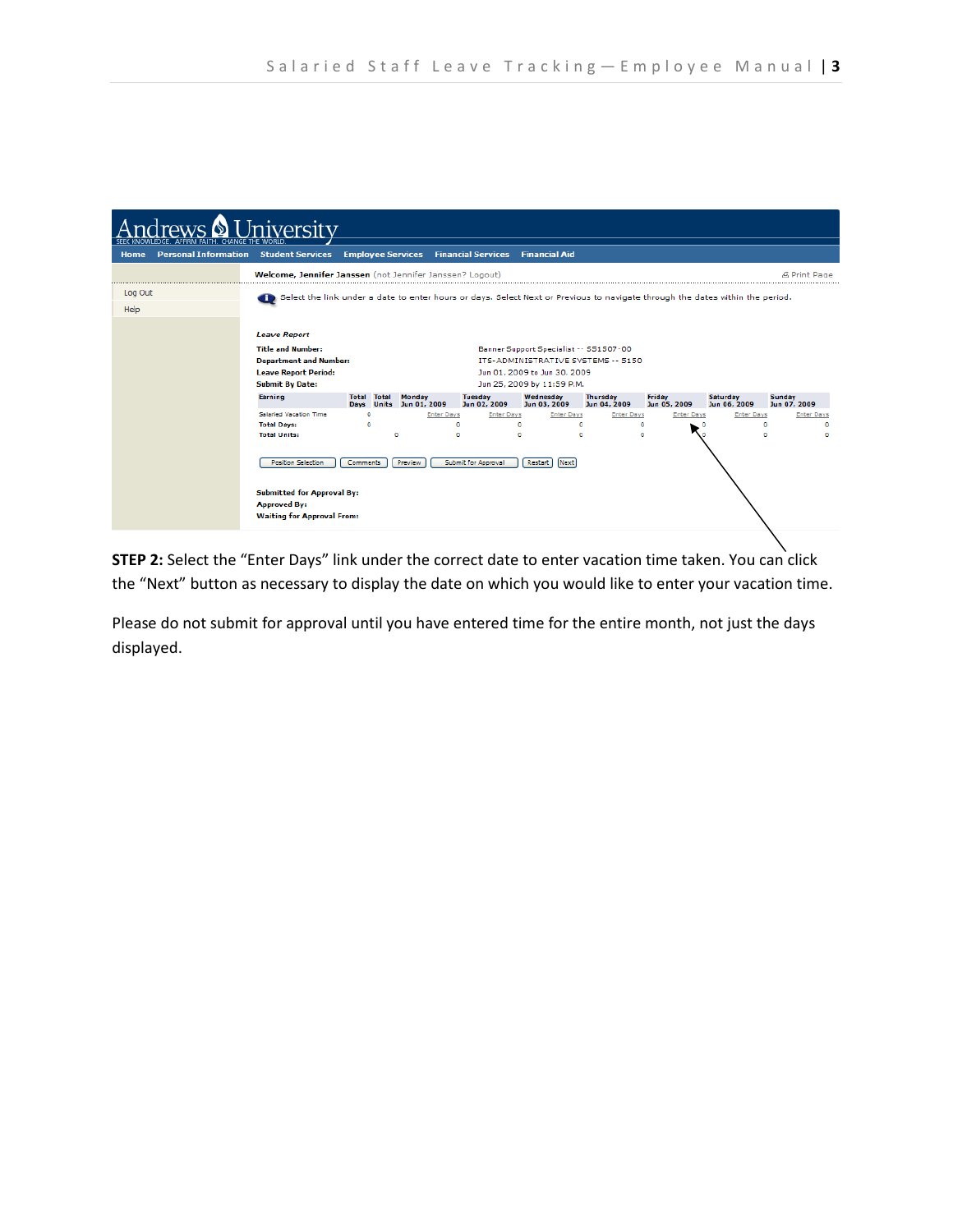Andrews University
SEEK KNOWLEDGE. AFFIRM FAITH. CHANGE THE WORLD.

Home | Personal Information | Student Services | Employee Services | Financial Services | Financial Aid

Welcome, Jennifer Janssen (not Jennifer Janssen? Logout) — Print Page

Log Out
Help

Select the link under a date to enter hours or days. Select Next or Previous to navigate through the dates within the period.

*Leave Report*

**Title and Number:** Banner Support Specialist -- S51507-00
**Department and Number:** ITS-ADMINISTRATIVE SYSTEMS -- 5150
**Leave Report Period:** Jun 01, 2009 to Jun 30, 2009
**Submit By Date:** Jun 25, 2009 by 11:59 P.M.

| Earning | Total Days | Total Units | Monday Jun 01, 2009 | Tuesday Jun 02, 2009 | Wednesday Jun 03, 2009 | Thursday Jun 04, 2009 | Friday Jun 05, 2009 | Saturday Jun 06, 2009 | Sunday Jun 07, 2009 |
|---|---|---|---|---|---|---|---|---|---|
| Salaried Vacation Time | 0 | | Enter Days | Enter Days | Enter Days | Enter Days | Enter Days | Enter Days | Enter Days |
| Total Days: | 0 | | 0 | 0 | 0 | 0 | 0 | 0 | 0 |
| Total Units: | | 0 | 0 | 0 | 0 | 0 | 0 | 0 | 0 |

[Position Selection] [Comments] [Preview] [Submit for Approval] [Restart] [Next]

**Submitted for Approval By:**
**Approved By:**
**Waiting for Approval From:**

**STEP 2:** Select the "Enter Days" link under the correct date to enter vacation time taken. You can click the "Next" button as necessary to display the date on which you would like to enter your vacation time.

Please do not submit for approval until you have entered time for the entire month, not just the days displayed.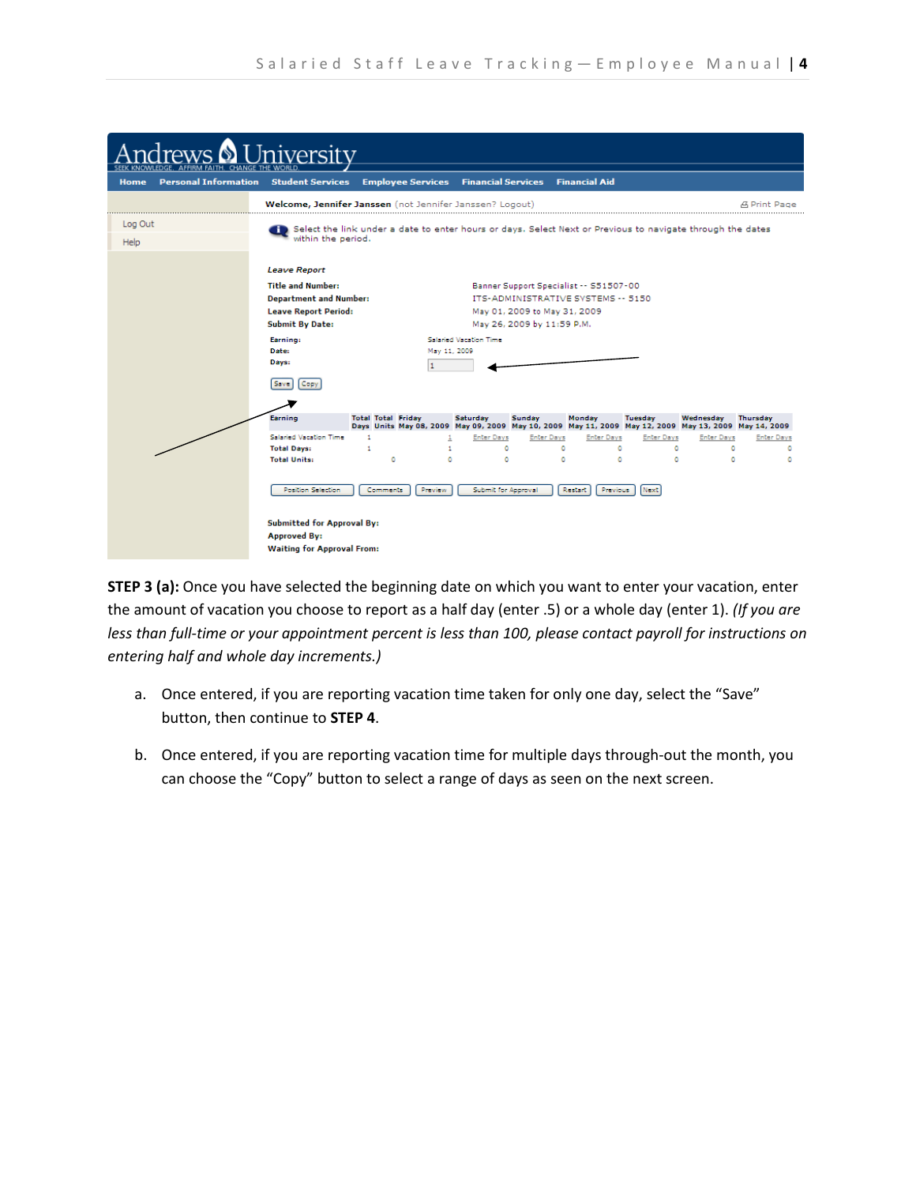Andrews University
SEEK KNOWLEDGE. AFFIRM FAITH. CHANGE THE WORLD.

Home | Personal Information | Student Services | Employee Services | Financial Services | Financial Aid

Log Out
Help

**Welcome, Jennifer Janssen** (not Jennifer Janssen? Logout) Print Page

Select the link under a date to enter hours or days. Select Next or Previous to navigate through the dates within the period.

*Leave Report*

| | |
|---|---|
| **Title and Number:** | Banner Support Specialist -- S51507-00 |
| **Department and Number:** | ITS-ADMINISTRATIVE SYSTEMS -- 5150 |
| **Leave Report Period:** | May 01, 2009 to May 31, 2009 |
| **Submit By Date:** | May 26, 2009 by 11:59 P.M. |

| | |
|---|---|
| **Earning:** | Salaried Vacation Time |
| **Date:** | May 11, 2009 |
| **Days:** | 1 |

Save | Copy

| Earning | Total Days | Total Units | Friday May 08, 2009 | Saturday May 09, 2009 | Sunday May 10, 2009 | Monday May 11, 2009 | Tuesday May 12, 2009 | Wednesday May 13, 2009 | Thursday May 14, 2009 |
|---|---|---|---|---|---|---|---|---|---|
| Salaried Vacation Time | 1 | | 1 | Enter Days | Enter Days | Enter Days | Enter Days | Enter Days | Enter Days |
| Total Days: | 1 | | 1 | 0 | 0 | 0 | 0 | 0 | 0 |
| Total Units: | | 0 | 0 | 0 | 0 | 0 | 0 | 0 | 0 |

Position Selection | Comments | Preview | Submit for Approval | Restart | Previous | Next

**Submitted for Approval By:**
**Approved By:**
**Waiting for Approval From:**

**STEP 3 (a):** Once you have selected the beginning date on which you want to enter your vacation, enter the amount of vacation you choose to report as a half day (enter .5) or a whole day (enter 1). *(If you are less than full-time or your appointment percent is less than 100, please contact payroll for instructions on entering half and whole day increments.)*

a. Once entered, if you are reporting vacation time taken for only one day, select the "Save" button, then continue to **STEP 4**.

b. Once entered, if you are reporting vacation time for multiple days through-out the month, you can choose the "Copy" button to select a range of days as seen on the next screen.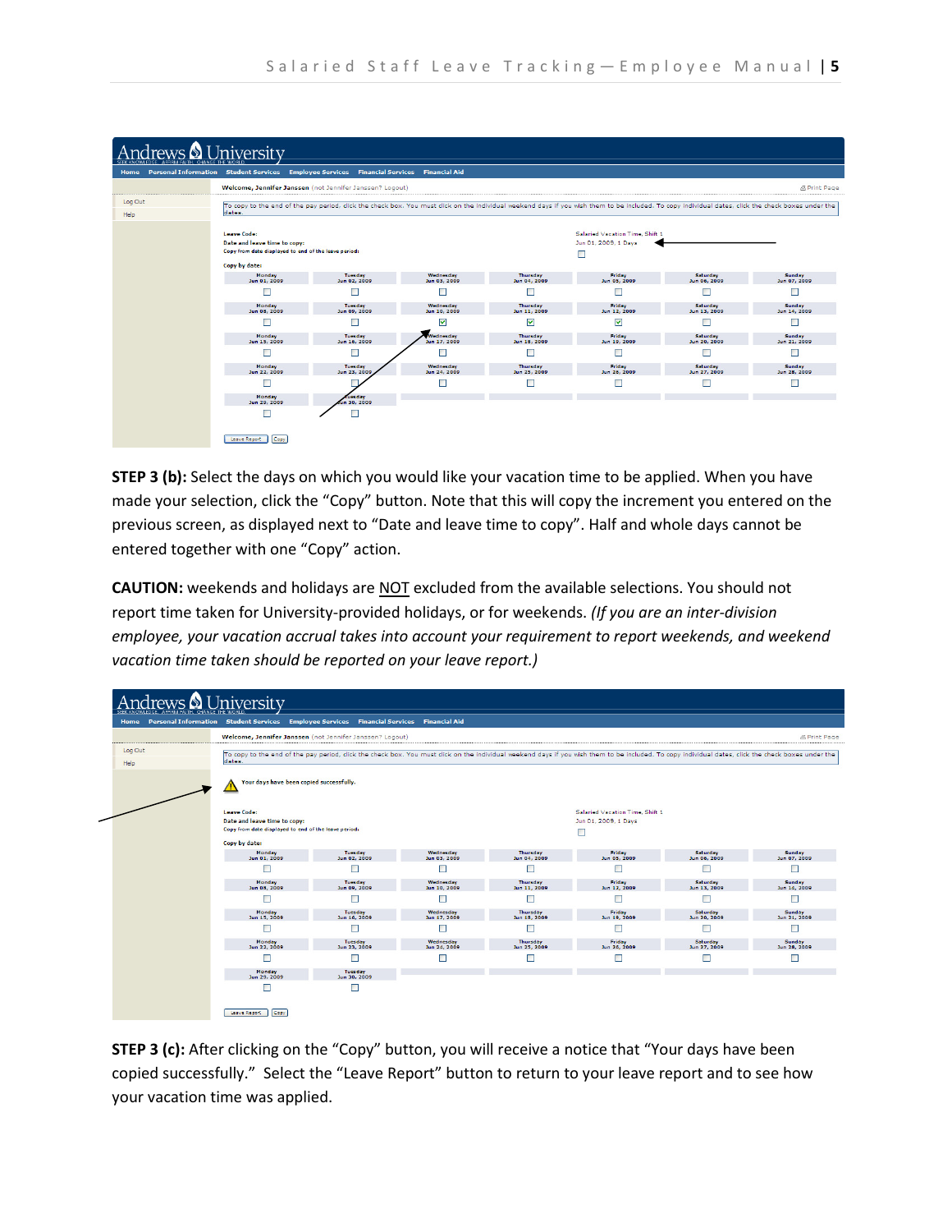**STEP 3 (b):** Select the days on which you would like your vacation time to be applied. When you have made your selection, click the "Copy" button. Note that this will copy the increment you entered on the previous screen, as displayed next to "Date and leave time to copy". Half and whole days cannot be entered together with one "Copy" action.

**CAUTION:** weekends and holidays are NOT excluded from the available selections. You should not report time taken for University-provided holidays, or for weekends. *(If you are an inter-division employee, your vacation accrual takes into account your requirement to report weekends, and weekend vacation time taken should be reported on your leave report.)*

**STEP 3 (c):** After clicking on the "Copy" button, you will receive a notice that "Your days have been copied successfully." Select the "Leave Report" button to return to your leave report and to see how your vacation time was applied.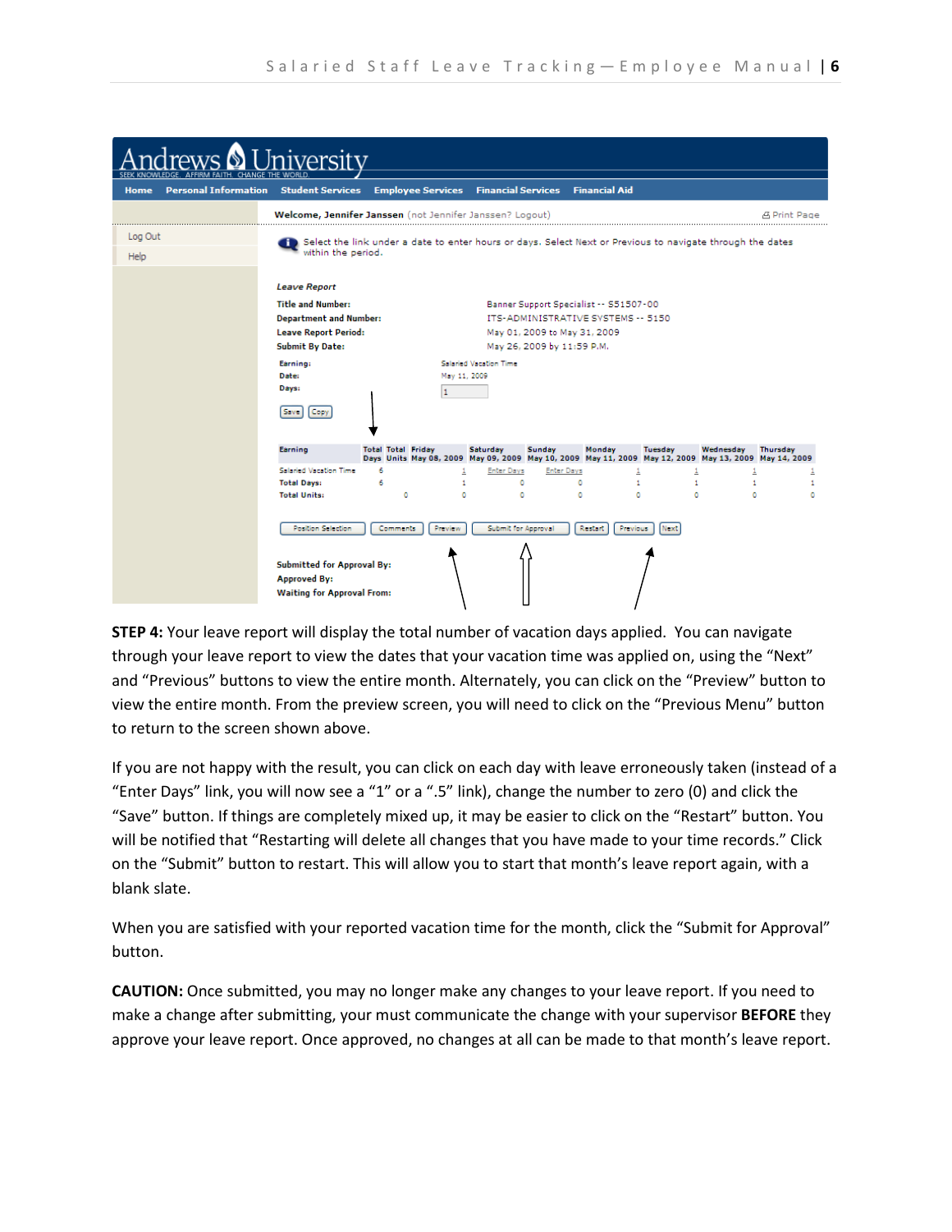**STEP 4:** Your leave report will display the total number of vacation days applied. You can navigate through your leave report to view the dates that your vacation time was applied on, using the “Next” and “Previous” buttons to view the entire month. Alternately, you can click on the “Preview” button to view the entire month. From the preview screen, you will need to click on the “Previous Menu” button to return to the screen shown above.

If you are not happy with the result, you can click on each day with leave erroneously taken (instead of a “Enter Days” link, you will now see a “1” or a “.5” link), change the number to zero (0) and click the “Save” button. If things are completely mixed up, it may be easier to click on the “Restart” button. You will be notified that “Restarting will delete all changes that you have made to your time records.” Click on the “Submit” button to restart. This will allow you to start that month’s leave report again, with a blank slate.

When you are satisfied with your reported vacation time for the month, click the “Submit for Approval” button.

**CAUTION:** Once submitted, you may no longer make any changes to your leave report. If you need to make a change after submitting, your must communicate the change with your supervisor **BEFORE** they approve your leave report. Once approved, no changes at all can be made to that month’s leave report.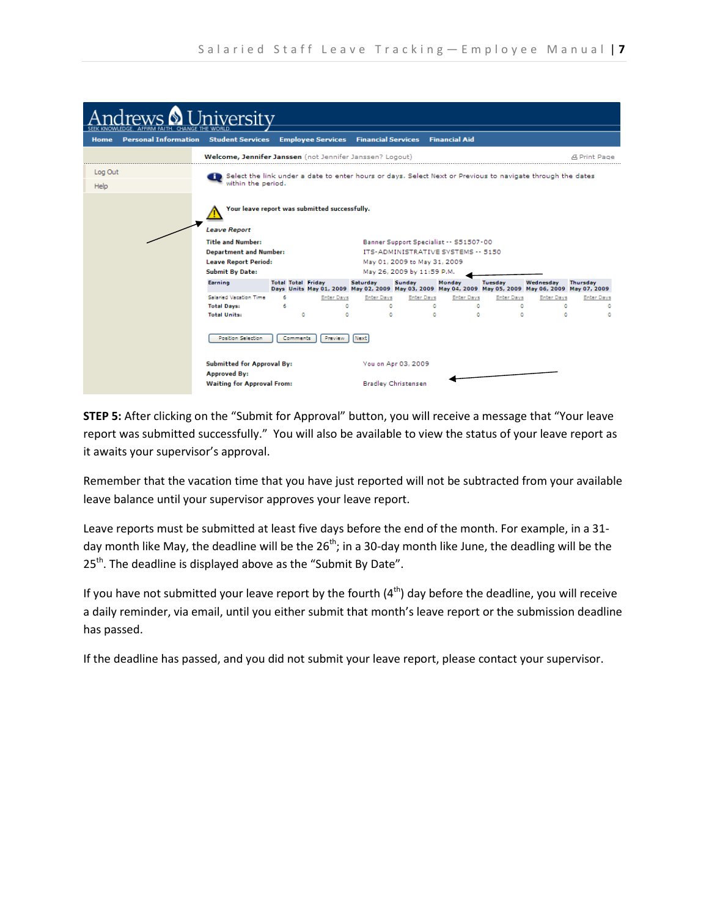**STEP 5:** After clicking on the "Submit for Approval" button, you will receive a message that "Your leave report was submitted successfully." You will also be available to view the status of your leave report as it awaits your supervisor's approval.

Remember that the vacation time that you have just reported will not be subtracted from your available leave balance until your supervisor approves your leave report.

Leave reports must be submitted at least five days before the end of the month. For example, in a 31-day month like May, the deadline will be the 26th; in a 30-day month like June, the deadling will be the 25th. The deadline is displayed above as the "Submit By Date".

If you have not submitted your leave report by the fourth (4th) day before the deadline, you will receive a daily reminder, via email, until you either submit that month's leave report or the submission deadline has passed.

If the deadline has passed, and you did not submit your leave report, please contact your supervisor.